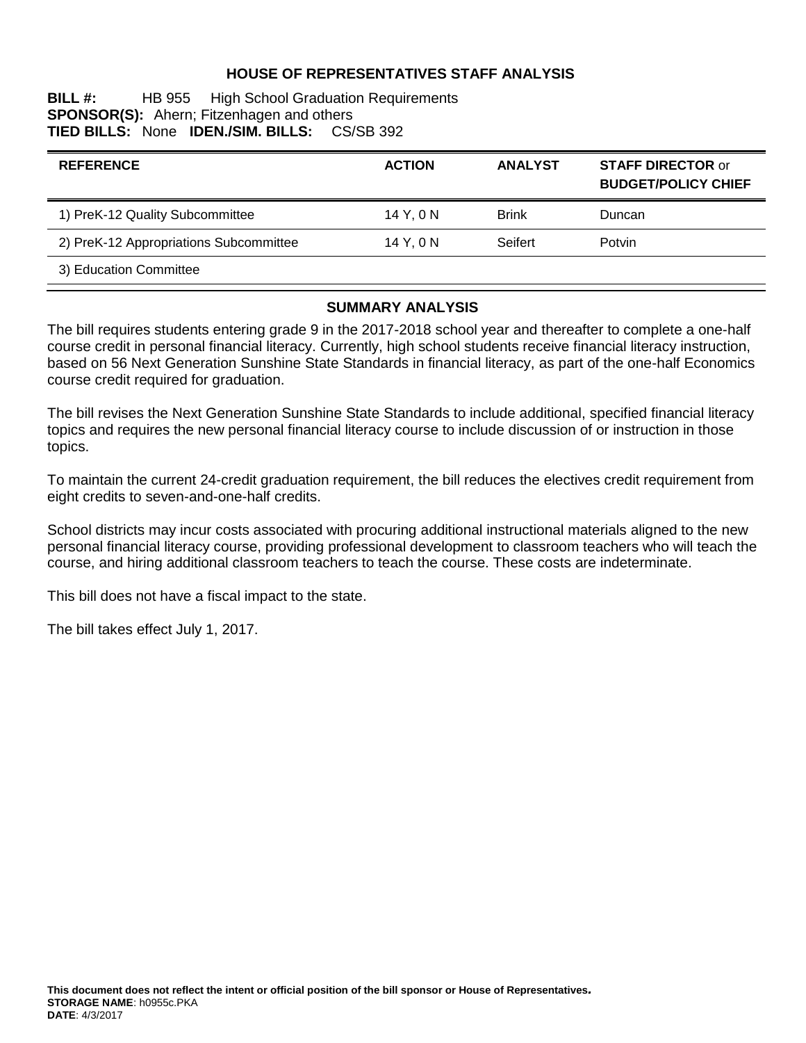# HOUSE OF REPRESENTATIVES STAFF ANALYSIS

**BILL #:** HB 955 High School Graduation Requirements
**SPONSOR(S):** Ahern; Fitzenhagen and others
**TIED BILLS:** None **IDEN./SIM. BILLS:** CS/SB 392

| REFERENCE | ACTION | ANALYST | STAFF DIRECTOR or BUDGET/POLICY CHIEF |
|---|---|---|---|
| 1) PreK-12 Quality Subcommittee | 14 Y, 0 N | Brink | Duncan |
| 2) PreK-12 Appropriations Subcommittee | 14 Y, 0 N | Seifert | Potvin |
| 3) Education Committee | | | |

## SUMMARY ANALYSIS

The bill requires students entering grade 9 in the 2017-2018 school year and thereafter to complete a one-half course credit in personal financial literacy. Currently, high school students receive financial literacy instruction, based on 56 Next Generation Sunshine State Standards in financial literacy, as part of the one-half Economics course credit required for graduation.

The bill revises the Next Generation Sunshine State Standards to include additional, specified financial literacy topics and requires the new personal financial literacy course to include discussion of or instruction in those topics.

To maintain the current 24-credit graduation requirement, the bill reduces the electives credit requirement from eight credits to seven-and-one-half credits.

School districts may incur costs associated with procuring additional instructional materials aligned to the new personal financial literacy course, providing professional development to classroom teachers who will teach the course, and hiring additional classroom teachers to teach the course. These costs are indeterminate.

This bill does not have a fiscal impact to the state.

The bill takes effect July 1, 2017.

**This document does not reflect the intent or official position of the bill sponsor or House of Representatives.**
**STORAGE NAME**: h0955c.PKA
**DATE**: 4/3/2017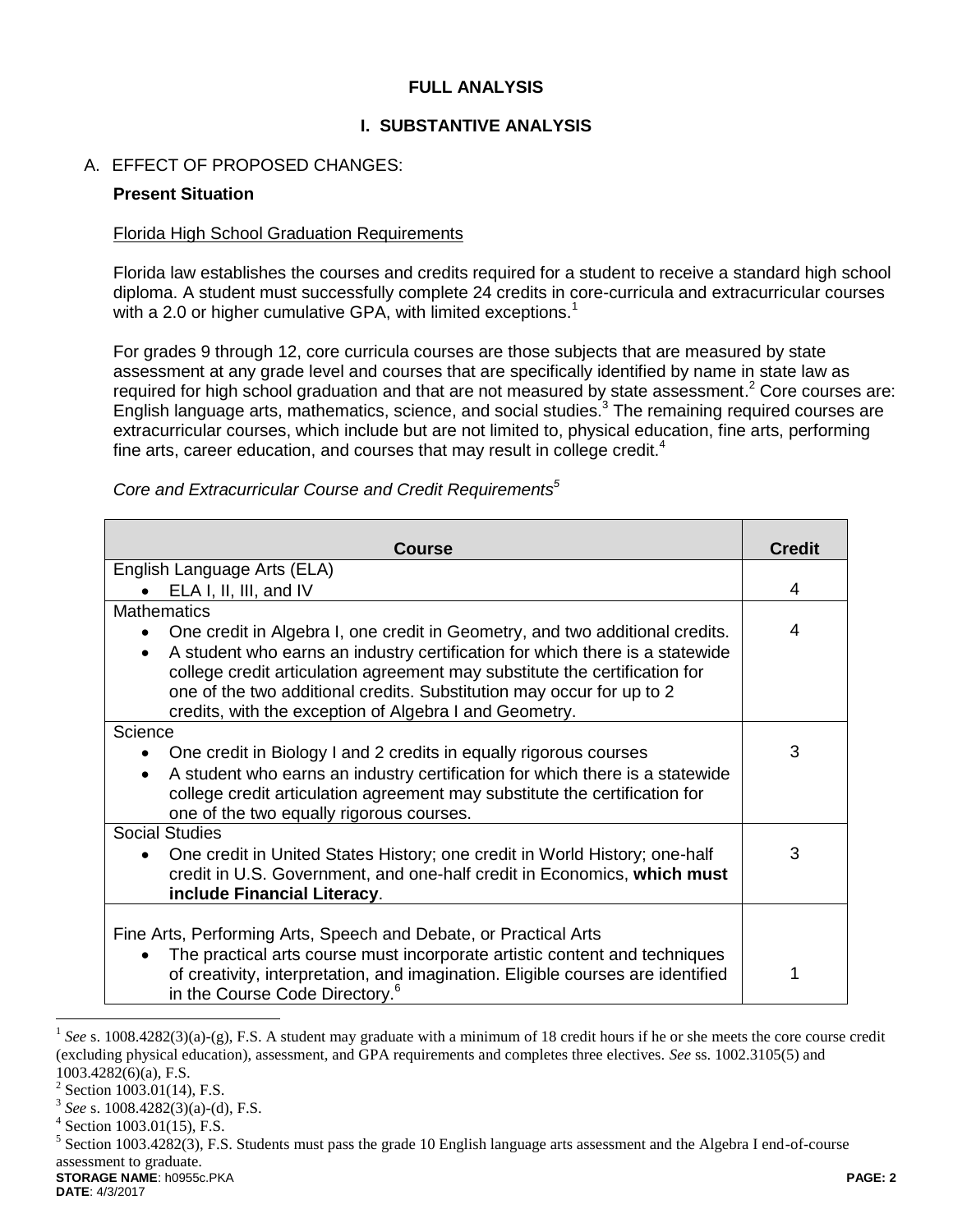# FULL ANALYSIS

## I. SUBSTANTIVE ANALYSIS

### A. EFFECT OF PROPOSED CHANGES:

**Present Situation**

Florida High School Graduation Requirements

Florida law establishes the courses and credits required for a student to receive a standard high school diploma. A student must successfully complete 24 credits in core-curricula and extracurricular courses with a 2.0 or higher cumulative GPA, with limited exceptions.[1]

For grades 9 through 12, core curricula courses are those subjects that are measured by state assessment at any grade level and courses that are specifically identified by name in state law as required for high school graduation and that are not measured by state assessment.[2] Core courses are: English language arts, mathematics, science, and social studies.[3] The remaining required courses are extracurricular courses, which include but are not limited to, physical education, fine arts, performing fine arts, career education, and courses that may result in college credit.[4]

*Core and Extracurricular Course and Credit Requirements[5]*

| Course | Credit |
|---|---|
| English Language Arts (ELA)<br>• ELA I, II, III, and IV | 4 |
| Mathematics<br>• One credit in Algebra I, one credit in Geometry, and two additional credits.<br>• A student who earns an industry certification for which there is a statewide college credit articulation agreement may substitute the certification for one of the two additional credits. Substitution may occur for up to 2 credits, with the exception of Algebra I and Geometry. | 4 |
| Science<br>• One credit in Biology I and 2 credits in equally rigorous courses<br>• A student who earns an industry certification for which there is a statewide college credit articulation agreement may substitute the certification for one of the two equally rigorous courses. | 3 |
| Social Studies<br>• One credit in United States History; one credit in World History; one-half credit in U.S. Government, and one-half credit in Economics, **which must include Financial Literacy**. | 3 |
| Fine Arts, Performing Arts, Speech and Debate, or Practical Arts<br>• The practical arts course must incorporate artistic content and techniques of creativity, interpretation, and imagination. Eligible courses are identified in the Course Code Directory.[6] | 1 |

[1] *See* s. 1008.4282(3)(a)-(g), F.S. A student may graduate with a minimum of 18 credit hours if he or she meets the core course credit (excluding physical education), assessment, and GPA requirements and completes three electives. *See* ss. 1002.3105(5) and 1003.4282(6)(a), F.S.

[2] Section 1003.01(14), F.S.

[3] *See* s. 1008.4282(3)(a)-(d), F.S.

[4] Section 1003.01(15), F.S.

[5] Section 1003.4282(3), F.S. Students must pass the grade 10 English language arts assessment and the Algebra I end-of-course assessment to graduate.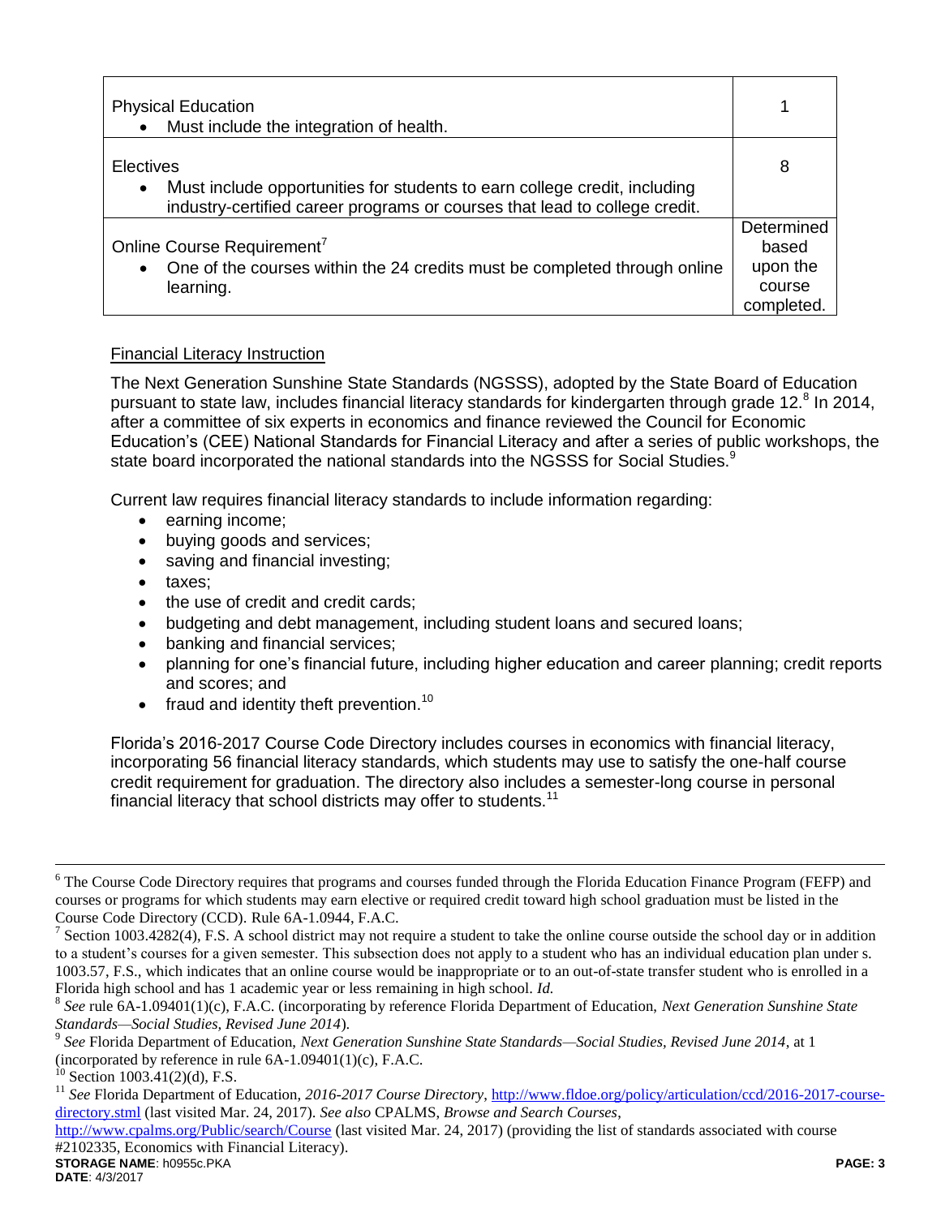| | |
|---|---|
| Physical Education<br>• Must include the integration of health. | 1 |
| Electives<br>• Must include opportunities for students to earn college credit, including industry-certified career programs or courses that lead to college credit. | 8 |
| Online Course Requirement[7]<br>• One of the courses within the 24 credits must be completed through online learning. | Determined based upon the course completed. |

Financial Literacy Instruction

The Next Generation Sunshine State Standards (NGSSS), adopted by the State Board of Education pursuant to state law, includes financial literacy standards for kindergarten through grade 12.[8] In 2014, after a committee of six experts in economics and finance reviewed the Council for Economic Education's (CEE) National Standards for Financial Literacy and after a series of public workshops, the state board incorporated the national standards into the NGSSS for Social Studies.[9]

Current law requires financial literacy standards to include information regarding:

- earning income;
- buying goods and services;
- saving and financial investing;
- taxes;
- the use of credit and credit cards;
- budgeting and debt management, including student loans and secured loans;
- banking and financial services;
- planning for one's financial future, including higher education and career planning; credit reports and scores; and
- fraud and identity theft prevention.[10]

Florida's 2016-2017 Course Code Directory includes courses in economics with financial literacy, incorporating 56 financial literacy standards, which students may use to satisfy the one-half course credit requirement for graduation. The directory also includes a semester-long course in personal financial literacy that school districts may offer to students.[11]

---

[6] The Course Code Directory requires that programs and courses funded through the Florida Education Finance Program (FEFP) and courses or programs for which students may earn elective or required credit toward high school graduation must be listed in the Course Code Directory (CCD). Rule 6A-1.0944, F.A.C.

[7] Section 1003.4282(4), F.S. A school district may not require a student to take the online course outside the school day or in addition to a student's courses for a given semester. This subsection does not apply to a student who has an individual education plan under s. 1003.57, F.S., which indicates that an online course would be inappropriate or to an out-of-state transfer student who is enrolled in a Florida high school and has 1 academic year or less remaining in high school. *Id.*

[8] *See* rule 6A-1.09401(1)(c), F.A.C. (incorporating by reference Florida Department of Education, *Next Generation Sunshine State Standards—Social Studies, Revised June 2014*).

[9] *See* Florida Department of Education, *Next Generation Sunshine State Standards—Social Studies, Revised June 2014*, at 1 (incorporated by reference in rule 6A-1.09401(1)(c), F.A.C.

[10] Section 1003.41(2)(d), F.S.

[11] *See* Florida Department of Education, *2016-2017 Course Directory*, http://www.fldoe.org/policy/articulation/ccd/2016-2017-course-directory.stml (last visited Mar. 24, 2017). *See also* CPALMS, *Browse and Search Courses*, http://www.cpalms.org/Public/search/Course (last visited Mar. 24, 2017) (providing the list of standards associated with course #2102335, Economics with Financial Literacy).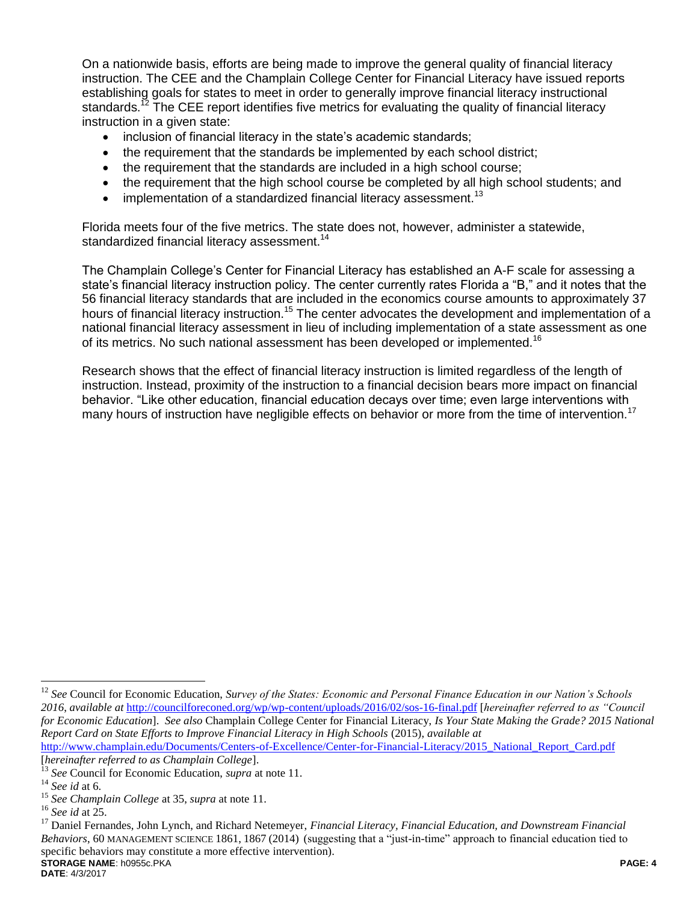On a nationwide basis, efforts are being made to improve the general quality of financial literacy instruction. The CEE and the Champlain College Center for Financial Literacy have issued reports establishing goals for states to meet in order to generally improve financial literacy instructional standards.[12] The CEE report identifies five metrics for evaluating the quality of financial literacy instruction in a given state:

- inclusion of financial literacy in the state's academic standards;
- the requirement that the standards be implemented by each school district;
- the requirement that the standards are included in a high school course;
- the requirement that the high school course be completed by all high school students; and
- implementation of a standardized financial literacy assessment.[13]

Florida meets four of the five metrics. The state does not, however, administer a statewide, standardized financial literacy assessment.[14]

The Champlain College's Center for Financial Literacy has established an A-F scale for assessing a state's financial literacy instruction policy. The center currently rates Florida a "B," and it notes that the 56 financial literacy standards that are included in the economics course amounts to approximately 37 hours of financial literacy instruction.[15] The center advocates the development and implementation of a national financial literacy assessment in lieu of including implementation of a state assessment as one of its metrics. No such national assessment has been developed or implemented.[16]

Research shows that the effect of financial literacy instruction is limited regardless of the length of instruction. Instead, proximity of the instruction to a financial decision bears more impact on financial behavior. "Like other education, financial education decays over time; even large interventions with many hours of instruction have negligible effects on behavior or more from the time of intervention.[17]

---

[12] *See* Council for Economic Education, *Survey of the States: Economic and Personal Finance Education in our Nation's Schools 2016*, *available at* http://councilforeconed.org/wp/wp-content/uploads/2016/02/sos-16-final.pdf [*hereinafter referred to as "Council for Economic Education*]. *See also* Champlain College Center for Financial Literacy, *Is Your State Making the Grade? 2015 National Report Card on State Efforts to Improve Financial Literacy in High Schools* (2015), *available at* http://www.champlain.edu/Documents/Centers-of-Excellence/Center-for-Financial-Literacy/2015_National_Report_Card.pdf [*hereinafter referred to as Champlain College*].

[13] *See* Council for Economic Education, *supra* at note 11.

[14] *See id* at 6.

[15] *See Champlain College* at 35, *supra* at note 11.

[16] *See id* at 25.

[17] Daniel Fernandes, John Lynch, and Richard Netemeyer, *Financial Literacy, Financial Education, and Downstream Financial Behaviors*, 60 MANAGEMENT SCIENCE 1861, 1867 (2014) (suggesting that a "just-in-time" approach to financial education tied to specific behaviors may constitute a more effective intervention).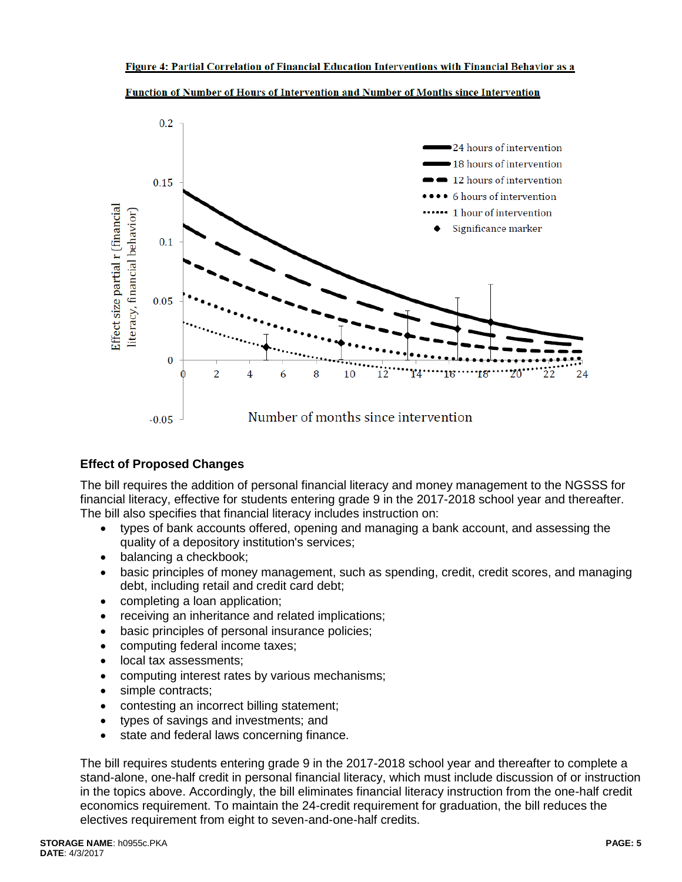**Figure 4: Partial Correlation of Financial Education Interventions with Financial Behavior as a Function of Number of Hours of Intervention and Number of Months since Intervention**

### Effect of Proposed Changes

The bill requires the addition of personal financial literacy and money management to the NGSSS for financial literacy, effective for students entering grade 9 in the 2017-2018 school year and thereafter. The bill also specifies that financial literacy includes instruction on:

- types of bank accounts offered, opening and managing a bank account, and assessing the quality of a depository institution's services;
- balancing a checkbook;
- basic principles of money management, such as spending, credit, credit scores, and managing debt, including retail and credit card debt;
- completing a loan application;
- receiving an inheritance and related implications;
- basic principles of personal insurance policies;
- computing federal income taxes;
- local tax assessments;
- computing interest rates by various mechanisms;
- simple contracts;
- contesting an incorrect billing statement;
- types of savings and investments; and
- state and federal laws concerning finance.

The bill requires students entering grade 9 in the 2017-2018 school year and thereafter to complete a stand-alone, one-half credit in personal financial literacy, which must include discussion of or instruction in the topics above. Accordingly, the bill eliminates financial literacy instruction from the one-half credit economics requirement. To maintain the 24-credit requirement for graduation, the bill reduces the electives requirement from eight to seven-and-one-half credits.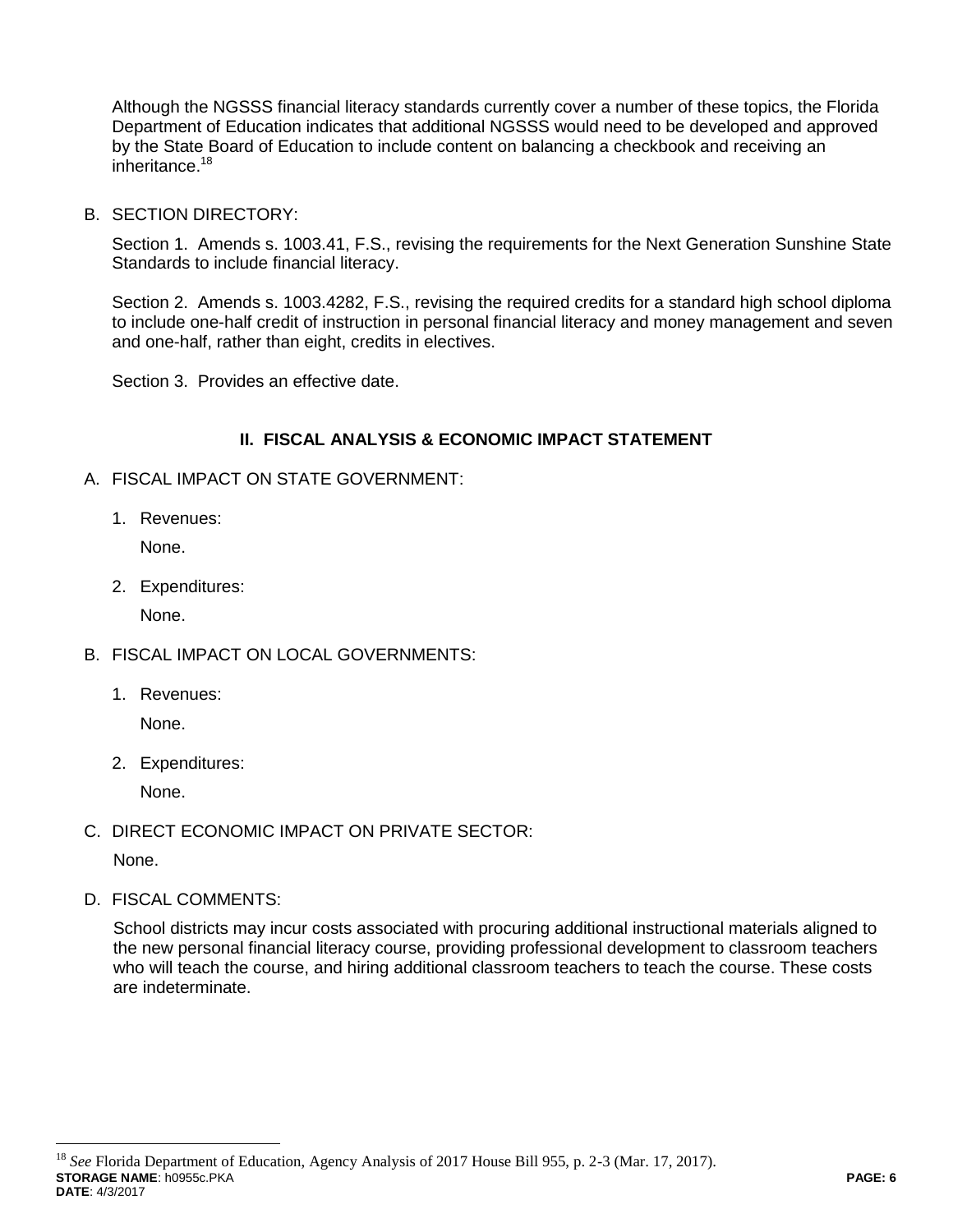Although the NGSSS financial literacy standards currently cover a number of these topics, the Florida Department of Education indicates that additional NGSSS would need to be developed and approved by the State Board of Education to include content on balancing a checkbook and receiving an inheritance.[18]

B. SECTION DIRECTORY:

Section 1. Amends s. 1003.41, F.S., revising the requirements for the Next Generation Sunshine State Standards to include financial literacy.

Section 2. Amends s. 1003.4282, F.S., revising the required credits for a standard high school diploma to include one-half credit of instruction in personal financial literacy and money management and seven and one-half, rather than eight, credits in electives.

Section 3. Provides an effective date.

## II. FISCAL ANALYSIS & ECONOMIC IMPACT STATEMENT

A. FISCAL IMPACT ON STATE GOVERNMENT:

1. Revenues:

   None.

2. Expenditures:

   None.

B. FISCAL IMPACT ON LOCAL GOVERNMENTS:

1. Revenues:

   None.

2. Expenditures:

   None.

C. DIRECT ECONOMIC IMPACT ON PRIVATE SECTOR:

None.

D. FISCAL COMMENTS:

School districts may incur costs associated with procuring additional instructional materials aligned to the new personal financial literacy course, providing professional development to classroom teachers who will teach the course, and hiring additional classroom teachers to teach the course. These costs are indeterminate.

---

[18] *See* Florida Department of Education, Agency Analysis of 2017 House Bill 955, p. 2-3 (Mar. 17, 2017).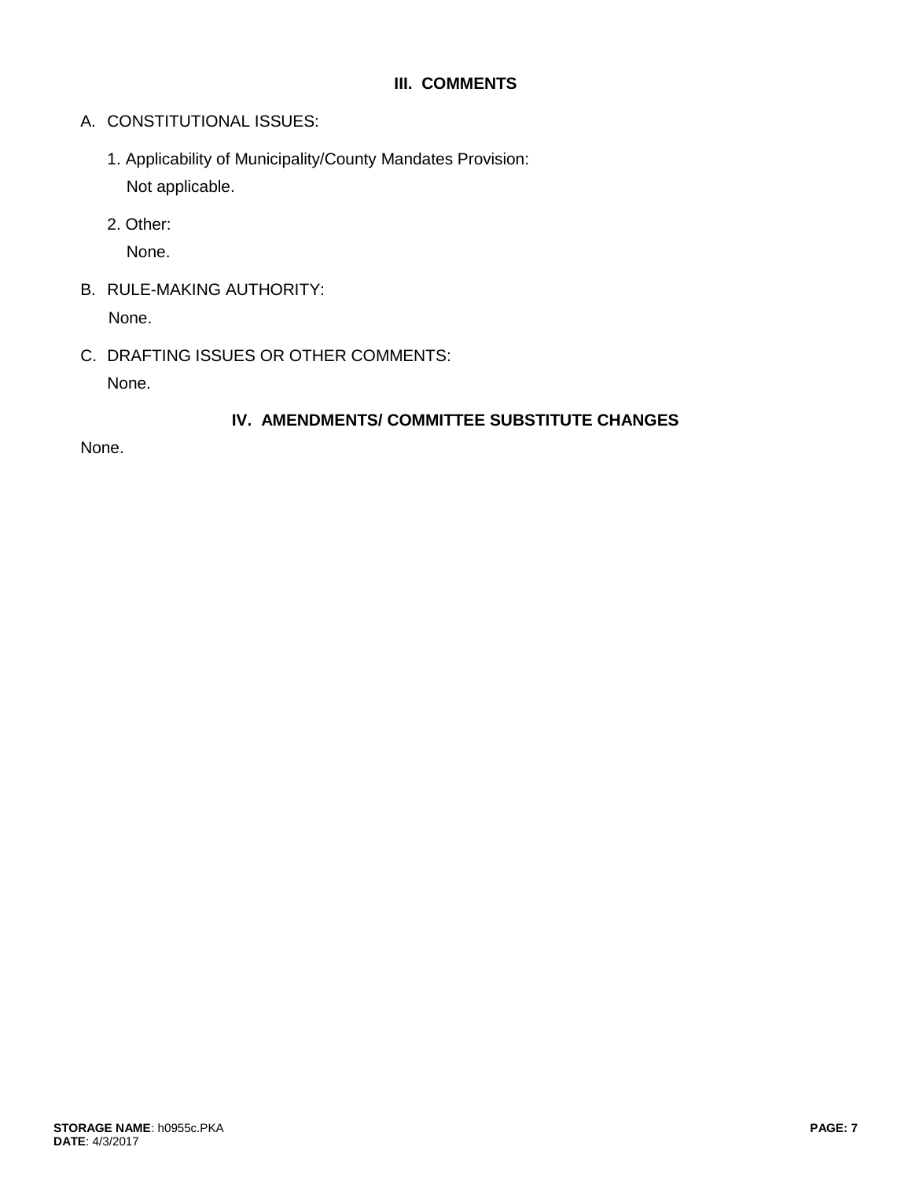## III. COMMENTS

A. CONSTITUTIONAL ISSUES:

1. Applicability of Municipality/County Mandates Provision:
   Not applicable.

2. Other:
   None.

B. RULE-MAKING AUTHORITY:

None.

C. DRAFTING ISSUES OR OTHER COMMENTS:

None.

## IV. AMENDMENTS/ COMMITTEE SUBSTITUTE CHANGES

None.